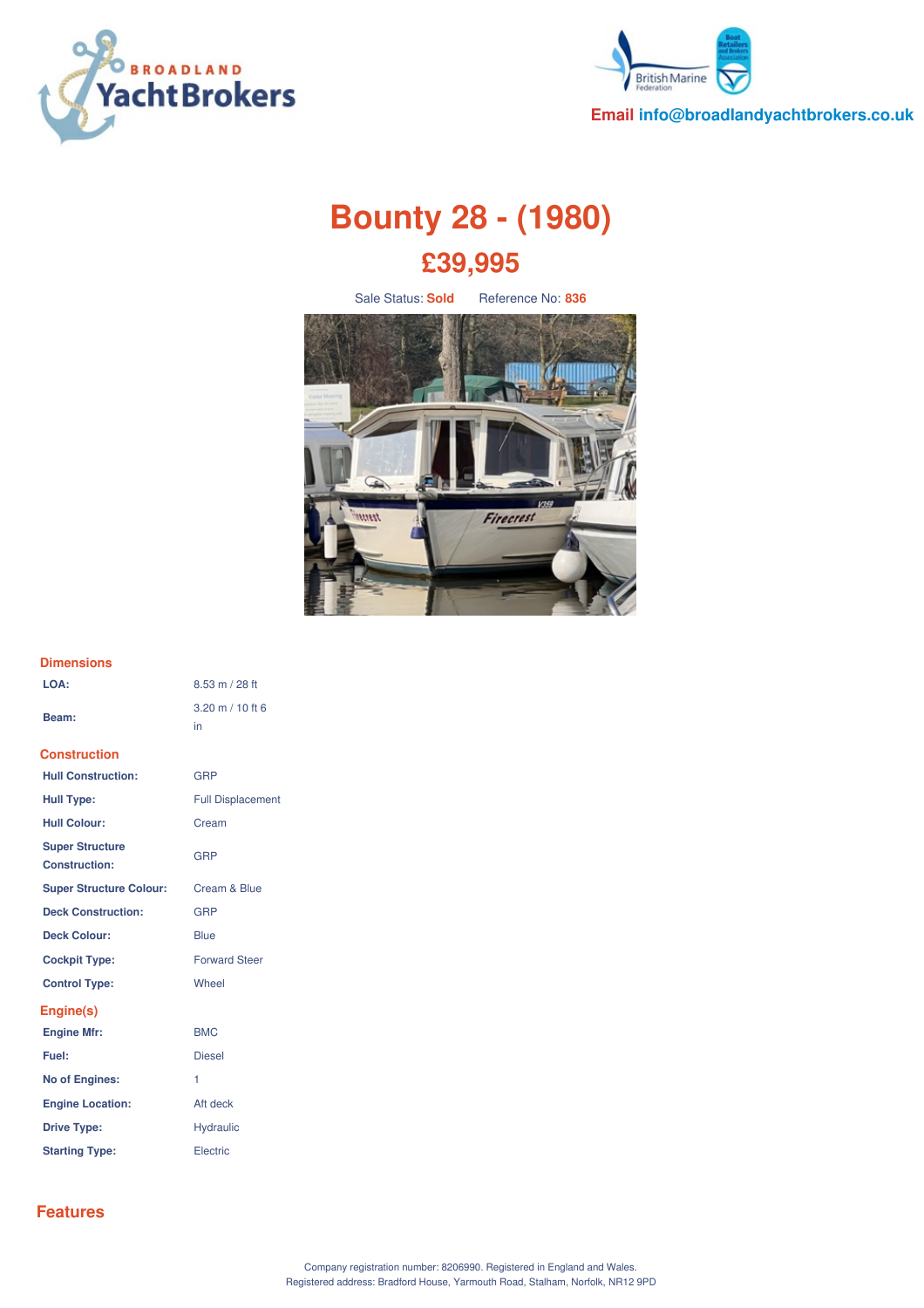Email info@broadlandyachtbrokers.co.uk

# Bounty 28 - (1980)

## £39,995

Sale Status: **Sold**    Reference No: **836**

### Dimensions

| | |
|---|---|
| **LOA:** | 8.53 m / 28 ft |
| **Beam:** | 3.20 m / 10 ft 6 in |

### Construction

| | |
|---|---|
| **Hull Construction:** | GRP |
| **Hull Type:** | Full Displacement |
| **Hull Colour:** | Cream |
| **Super Structure Construction:** | GRP |
| **Super Structure Colour:** | Cream & Blue |
| **Deck Construction:** | GRP |
| **Deck Colour:** | Blue |
| **Cockpit Type:** | Forward Steer |
| **Control Type:** | Wheel |

### Engine(s)

| | |
|---|---|
| **Engine Mfr:** | BMC |
| **Fuel:** | Diesel |
| **No of Engines:** | 1 |
| **Engine Location:** | Aft deck |
| **Drive Type:** | Hydraulic |
| **Starting Type:** | Electric |

## Features

Company registration number: 8206990. Registered in England and Wales.
Registered address: Bradford House, Yarmouth Road, Stalham, Norfolk, NR12 9PD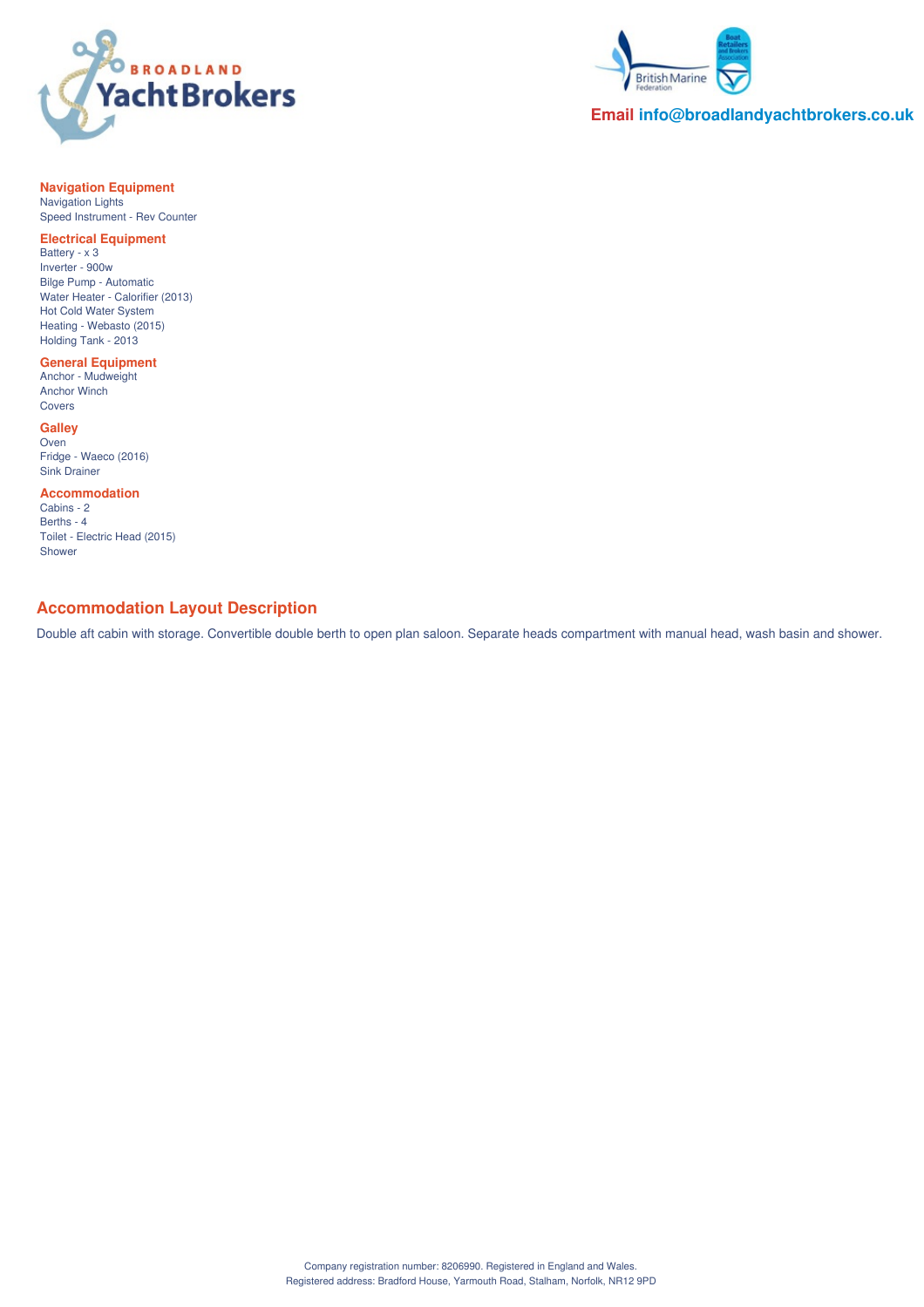Email info@broadlandyachtbrokers.co.uk

### Navigation Equipment

Navigation Lights
Speed Instrument - Rev Counter

### Electrical Equipment

Battery - x 3
Inverter - 900w
Bilge Pump - Automatic
Water Heater - Calorifier (2013)
Hot Cold Water System
Heating - Webasto (2015)
Holding Tank - 2013

### General Equipment

Anchor - Mudweight
Anchor Winch
Covers

### Galley

Oven
Fridge - Waeco (2016)
Sink Drainer

### Accommodation

Cabins - 2
Berths - 4
Toilet - Electric Head (2015)
Shower

## Accommodation Layout Description

Double aft cabin with storage. Convertible double berth to open plan saloon. Separate heads compartment with manual head, wash basin and shower.

Company registration number: 8206990. Registered in England and Wales.
Registered address: Bradford House, Yarmouth Road, Stalham, Norfolk, NR12 9PD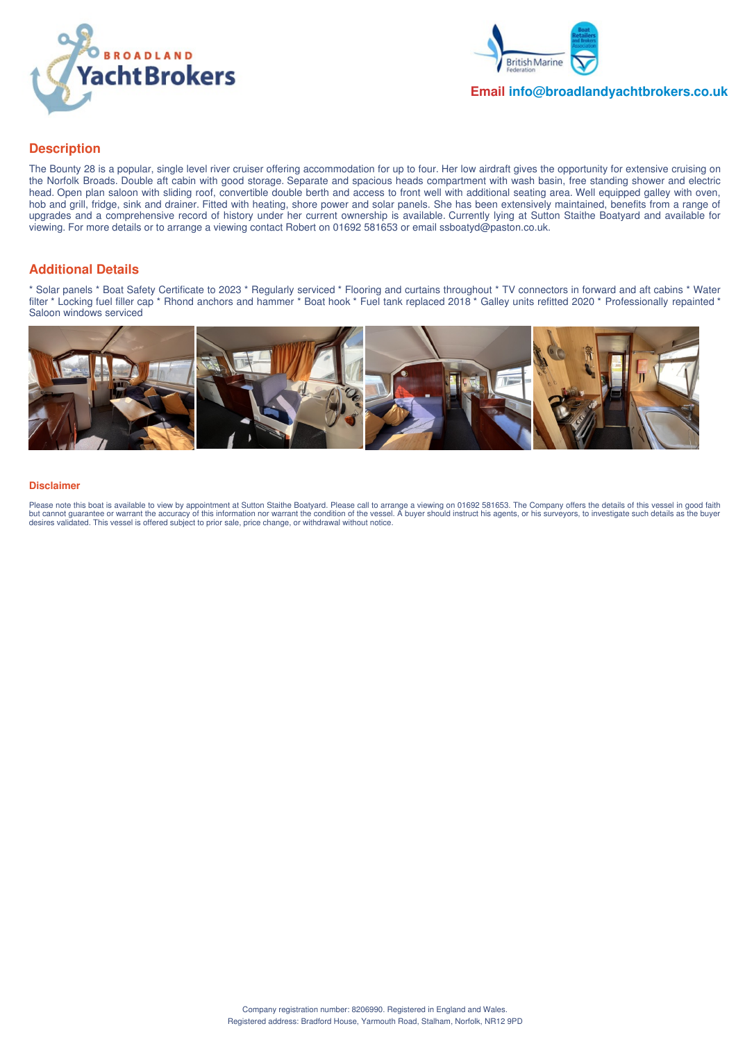Email info@broadlandyachtbrokers.co.uk

## Description

The Bounty 28 is a popular, single level river cruiser offering accommodation for up to four. Her low airdraft gives the opportunity for extensive cruising on the Norfolk Broads. Double aft cabin with good storage. Separate and spacious heads compartment with wash basin, free standing shower and electric head. Open plan saloon with sliding roof, convertible double berth and access to front well with additional seating area. Well equipped galley with oven, hob and grill, fridge, sink and drainer. Fitted with heating, shore power and solar panels. She has been extensively maintained, benefits from a range of upgrades and a comprehensive record of history under her current ownership is available. Currently lying at Sutton Staithe Boatyard and available for viewing. For more details or to arrange a viewing contact Robert on 01692 581653 or email ssboatyd@paston.co.uk.

## Additional Details

* Solar panels * Boat Safety Certificate to 2023 * Regularly serviced * Flooring and curtains throughout * TV connectors in forward and aft cabins * Water filter * Locking fuel filler cap * Rhond anchors and hammer * Boat hook * Fuel tank replaced 2018 * Galley units refitted 2020 * Professionally repainted * Saloon windows serviced

### Disclaimer

Please note this boat is available to view by appointment at Sutton Staithe Boatyard. Please call to arrange a viewing on 01692 581653. The Company offers the details of this vessel in good faith but cannot guarantee or warrant the accuracy of this information nor warrant the condition of the vessel. A buyer should instruct his agents, or his surveyors, to investigate such details as the buyer desires validated. This vessel is offered subject to prior sale, price change, or withdrawal without notice.

Company registration number: 8206990. Registered in England and Wales.
Registered address: Bradford House, Yarmouth Road, Stalham, Norfolk, NR12 9PD